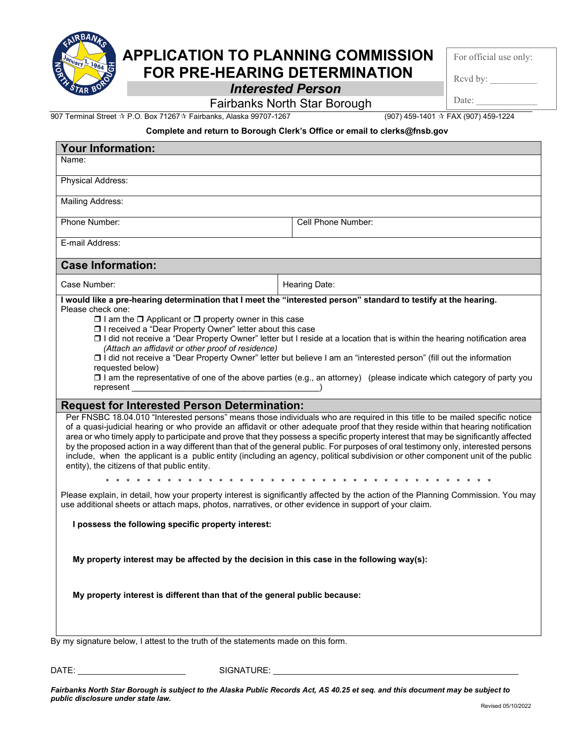# APPLICATION TO PLANNING COMMISSION FOR PRE-HEARING DETERMINATION

## *Interested Person*

Fairbanks North Star Borough

907 Terminal Street ✰ P.O. Box 71267✰ Fairbanks, Alaska 99707-1267 (907) 459-1401 ✰ FAX (907) 459-1224

| For official use only: |
|---|
| Rcvd by: __________ |
| Date: _____________ |

**Complete and return to Borough Clerk's Office or email to clerks@fnsb.gov**

## Your Information:

| | |
|---|---|
| Name: | |
| Physical Address: | |
| Mailing Address: | |
| Phone Number: | Cell Phone Number: |
| E-mail Address: | |

## Case Information:

| | |
|---|---|
| Case Number: | Hearing Date: |

**I would like a pre-hearing determination that I meet the "interested person" standard to testify at the hearing.**

Please check one:

- ❒ I am the ❒ Applicant or ❒ property owner in this case
- ❒ I received a "Dear Property Owner" letter about this case
- ❒ I did not receive a "Dear Property Owner" letter but I reside at a location that is within the hearing notification area *(Attach an affidavit or other proof of residence)*
- ❒ I did not receive a "Dear Property Owner" letter but believe I am an "interested person" (fill out the information requested below)
- ❒ I am the representative of one of the above parties (e.g., an attorney) (please indicate which category of party you represent ________________________________________)

## Request for Interested Person Determination:

Per FNSBC 18.04.010 "Interested persons" means those individuals who are required in this title to be mailed specific notice of a quasi-judicial hearing or who provide an affidavit or other adequate proof that they reside within that hearing notification area or who timely apply to participate and prove that they possess a specific property interest that may be significantly affected by the proposed action in a way different than that of the general public. For purposes of oral testimony only, interested persons include, when the applicant is a public entity (including an agency, political subdivision or other component unit of the public entity), the citizens of that public entity.

* * * * * * * * * * * * * * * * * * * * * * * * * * * * * * * * * * * * * * *

Please explain, in detail, how your property interest is significantly affected by the action of the Planning Commission. You may use additional sheets or attach maps, photos, narratives, or other evidence in support of your claim.

**I possess the following specific property interest:**

**My property interest may be affected by the decision in this case in the following way(s):**

**My property interest is different than that of the general public because:**

By my signature below, I attest to the truth of the statements made on this form.

DATE: ______________________ SIGNATURE: ______________________________________________

***Fairbanks North Star Borough is subject to the Alaska Public Records Act, AS 40.25 et seq. and this document may be subject to public disclosure under state law.***

Revised 05/10/2022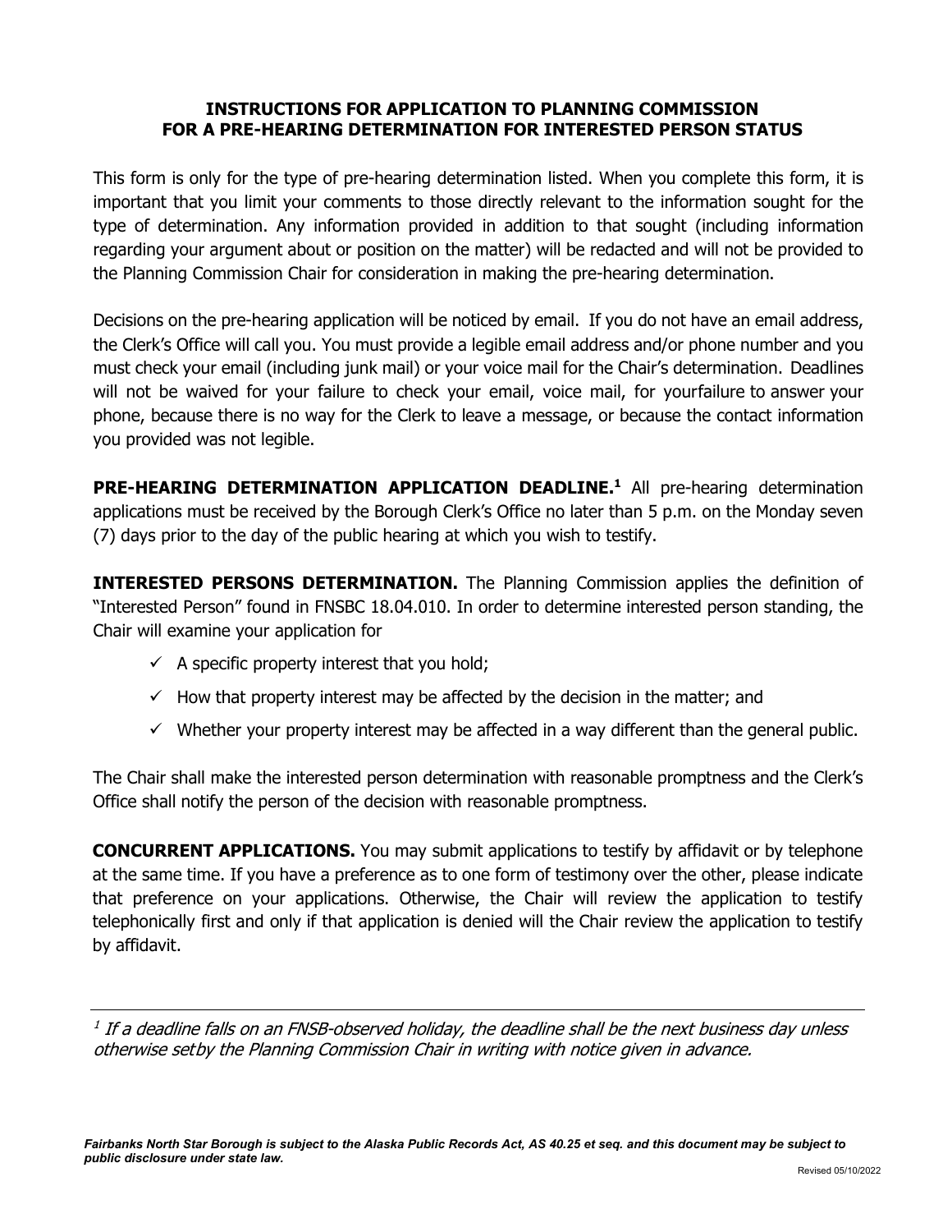## INSTRUCTIONS FOR APPLICATION TO PLANNING COMMISSION FOR A PRE-HEARING DETERMINATION FOR INTERESTED PERSON STATUS

This form is only for the type of pre-hearing determination listed. When you complete this form, it is important that you limit your comments to those directly relevant to the information sought for the type of determination. Any information provided in addition to that sought (including information regarding your argument about or position on the matter) will be redacted and will not be provided to the Planning Commission Chair for consideration in making the pre-hearing determination.

Decisions on the pre-hearing application will be noticed by email. If you do not have an email address, the Clerk's Office will call you. You must provide a legible email address and/or phone number and you must check your email (including junk mail) or your voice mail for the Chair's determination. Deadlines will not be waived for your failure to check your email, voice mail, for yourfailure to answer your phone, because there is no way for the Clerk to leave a message, or because the contact information you provided was not legible.

**PRE-HEARING DETERMINATION APPLICATION DEADLINE.[1]** All pre-hearing determination applications must be received by the Borough Clerk's Office no later than 5 p.m. on the Monday seven (7) days prior to the day of the public hearing at which you wish to testify.

**INTERESTED PERSONS DETERMINATION.** The Planning Commission applies the definition of "Interested Person" found in FNSBC 18.04.010. In order to determine interested person standing, the Chair will examine your application for

- ✓ A specific property interest that you hold;
- ✓ How that property interest may be affected by the decision in the matter; and
- ✓ Whether your property interest may be affected in a way different than the general public.

The Chair shall make the interested person determination with reasonable promptness and the Clerk's Office shall notify the person of the decision with reasonable promptness.

**CONCURRENT APPLICATIONS.** You may submit applications to testify by affidavit or by telephone at the same time. If you have a preference as to one form of testimony over the other, please indicate that preference on your applications. Otherwise, the Chair will review the application to testify telephonically first and only if that application is denied will the Chair review the application to testify by affidavit.

---

[1] *If a deadline falls on an FNSB-observed holiday, the deadline shall be the next business day unless otherwise setby the Planning Commission Chair in writing with notice given in advance.*

***Fairbanks North Star Borough is subject to the Alaska Public Records Act, AS 40.25 et seq. and this document may be subject to public disclosure under state law.***

Revised 05/10/2022